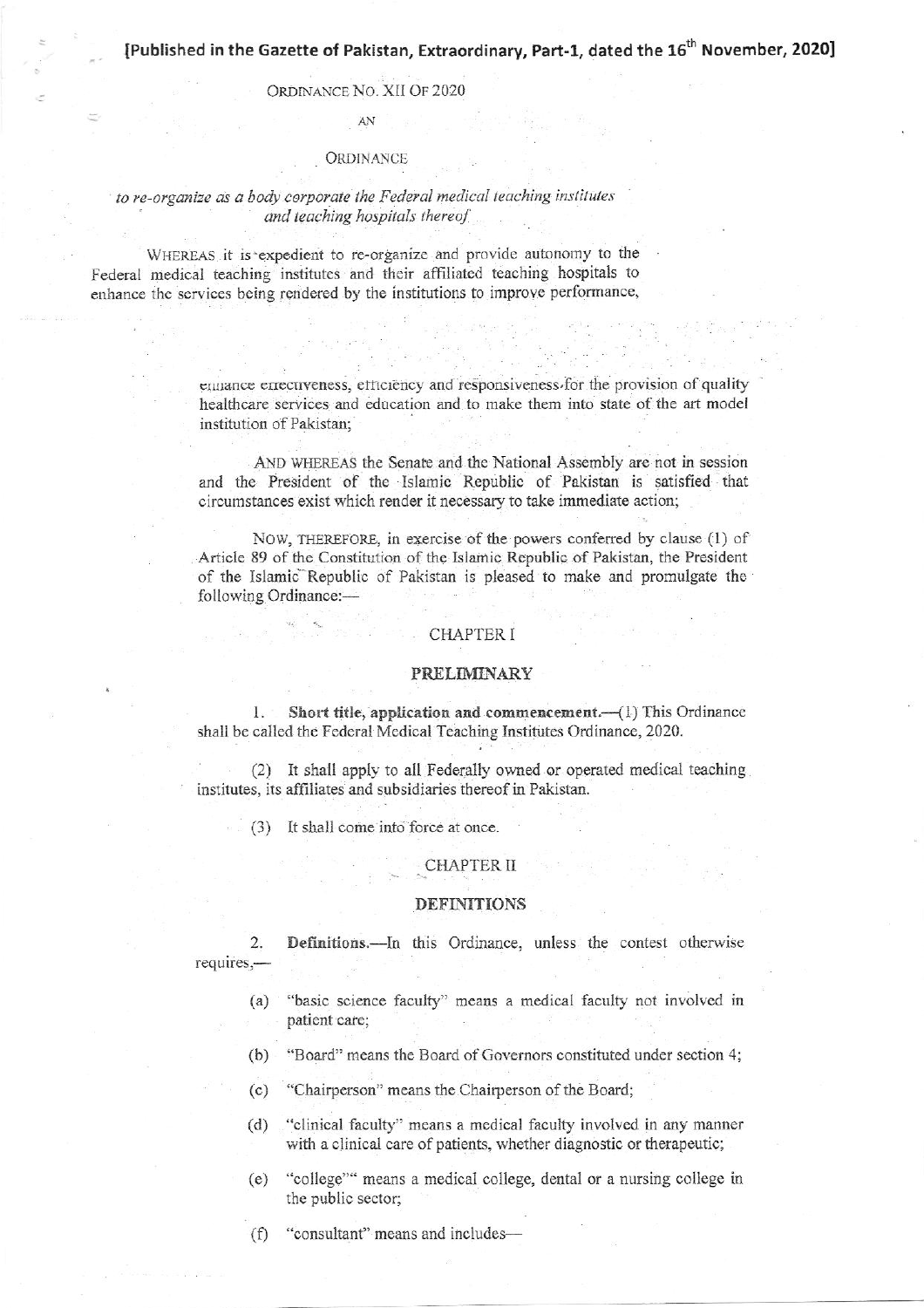**[Published in the Gazette of Pakistan, Extraordinary, Part-1, dated the 16th November, 2020]**

ORDINANCE NO. XII OF 2020

AN

ORDINANCE

*to re-organize as a body corporate the Federal medical teaching institutes and teaching hospitals thereof*

WHEREAS it is expedient to re-organize and provide autonomy to the Federal medical teaching institutes and their affiliated teaching hospitals to enhance the services being rendered by the institutions to improve performance, enhance effectiveness, efficiency and responsiveness for the provision of quality healthcare services and education and to make them into state of the art model institution of Pakistan;

AND WHEREAS the Senate and the National Assembly are not in session and the President of the Islamic Republic of Pakistan is satisfied that circumstances exist which render it necessary to take immediate action;

NOW, THEREFORE, in exercise of the powers conferred by clause (1) of Article 89 of the Constitution of the Islamic Republic of Pakistan, the President of the Islamic Republic of Pakistan is pleased to make and promulgate the following Ordinance:—

## CHAPTER I

## PRELIMINARY

1. **Short title, application and commencement.**—(1) This Ordinance shall be called the Federal Medical Teaching Institutes Ordinance, 2020.

(2) It shall apply to all Federally owned or operated medical teaching institutes, its affiliates and subsidiaries thereof in Pakistan.

(3) It shall come into force at once.

## CHAPTER II

## DEFINITIONS

2. **Definitions.**—In this Ordinance, unless the contest otherwise requires,—

(a) "basic science faculty" means a medical faculty not involved in patient care;

(b) "Board" means the Board of Governors constituted under section 4;

(c) "Chairperson" means the Chairperson of the Board;

(d) "clinical faculty" means a medical faculty involved in any manner with a clinical care of patients, whether diagnostic or therapeutic;

(e) "college"" means a medical college, dental or a nursing college in the public sector;

(f) "consultant" means and includes—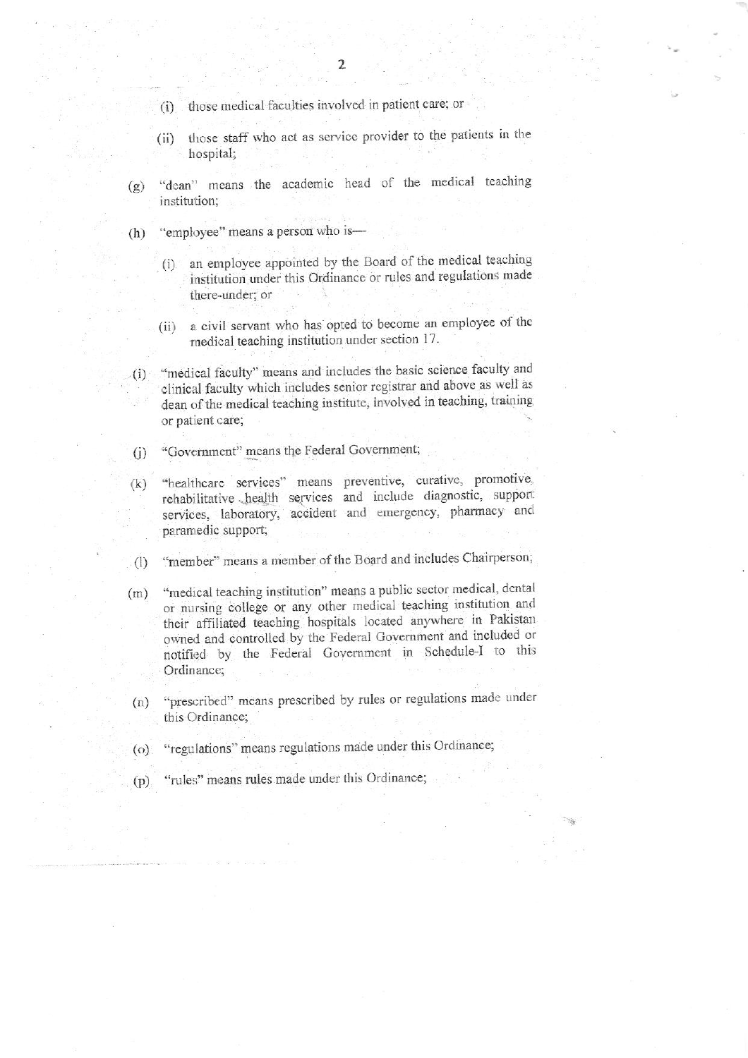(i) those medical faculties involved in patient care; or

(ii) those staff who act as service provider to the patients in the hospital;

(g) "dean" means the academic head of the medical teaching institution;

(h) "employee" means a person who is—

(i) an employee appointed by the Board of the medical teaching institution under this Ordinance or rules and regulations made there-under; or

(ii) a civil servant who has opted to become an employee of the medical teaching institution under section 17.

(i) "medical faculty" means and includes the basic science faculty and clinical faculty which includes senior registrar and above as well as dean of the medical teaching institute, involved in teaching, training or patient care;

(j) "Government" means the Federal Government;

(k) "healthcare services" means preventive, curative, promotive, rehabilitative health services and include diagnostic, support services, laboratory, accident and emergency, pharmacy and paramedic support;

(l) "member" means a member of the Board and includes Chairperson;

(m) "medical teaching institution" means a public sector medical, dental or nursing college or any other medical teaching institution and their affiliated teaching hospitals located anywhere in Pakistan owned and controlled by the Federal Government and included or notified by the Federal Government in Schedule-I to this Ordinance;

(n) "prescribed" means prescribed by rules or regulations made under this Ordinance;

(o) "regulations" means regulations made under this Ordinance;

(p) "rules" means rules made under this Ordinance;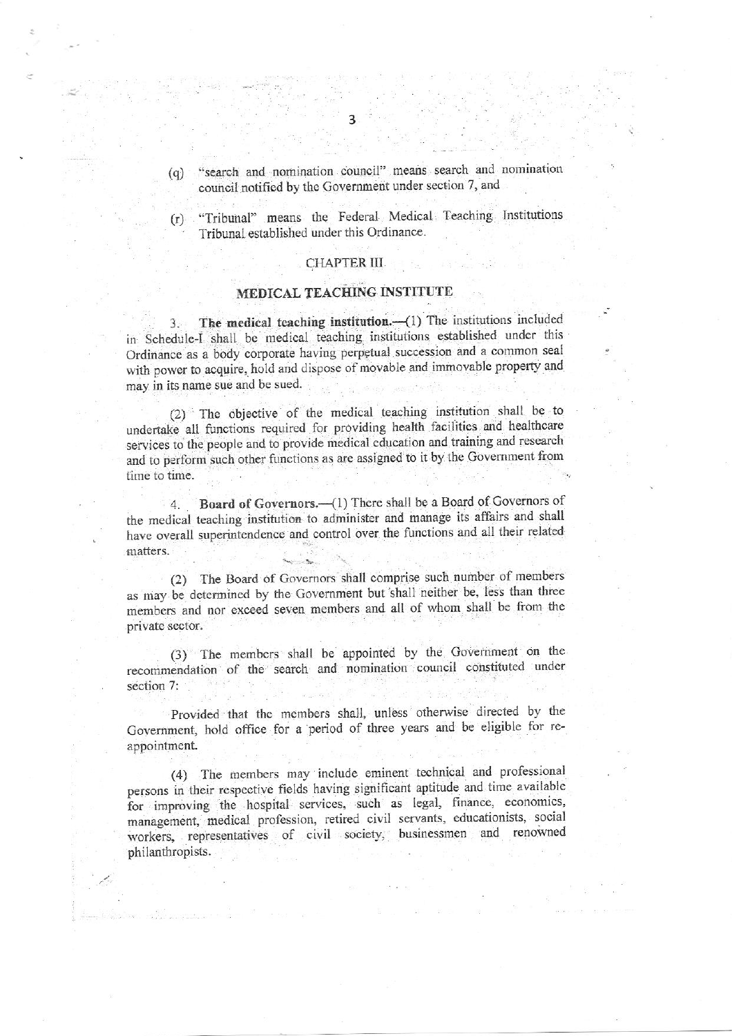(q) "search and nomination council" means search and nomination council notified by the Government under section 7, and

(r) "Tribunal" means the Federal Medical Teaching Institutions Tribunal established under this Ordinance.

## CHAPTER III

## MEDICAL TEACHING INSTITUTE

3. **The medical teaching institution.**—(1) The institutions included in Schedule-I shall be medical teaching institutions established under this Ordinance as a body corporate having perpetual succession and a common seal with power to acquire, hold and dispose of movable and immovable property and may in its name sue and be sued.

(2) The objective of the medical teaching institution shall be to undertake all functions required for providing health facilities and healthcare services to the people and to provide medical education and training and research and to perform such other functions as are assigned to it by the Government from time to time.

4. **Board of Governors.**—(1) There shall be a Board of Governors of the medical teaching institution to administer and manage its affairs and shall have overall superintendence and control over the functions and all their related matters.

(2) The Board of Governors shall comprise such number of members as may be determined by the Government but shall neither be, less than three members and nor exceed seven members and all of whom shall be from the private sector.

(3) The members shall be appointed by the Government on the recommendation of the search and nomination council constituted under section 7:

Provided that the members shall, unless otherwise directed by the Government, hold office for a period of three years and be eligible for re-appointment.

(4) The members may include eminent technical and professional persons in their respective fields having significant aptitude and time available for improving the hospital services, such as legal, finance, economics, management, medical profession, retired civil servants, educationists, social workers, representatives of civil society, businessmen and renowned philanthropists.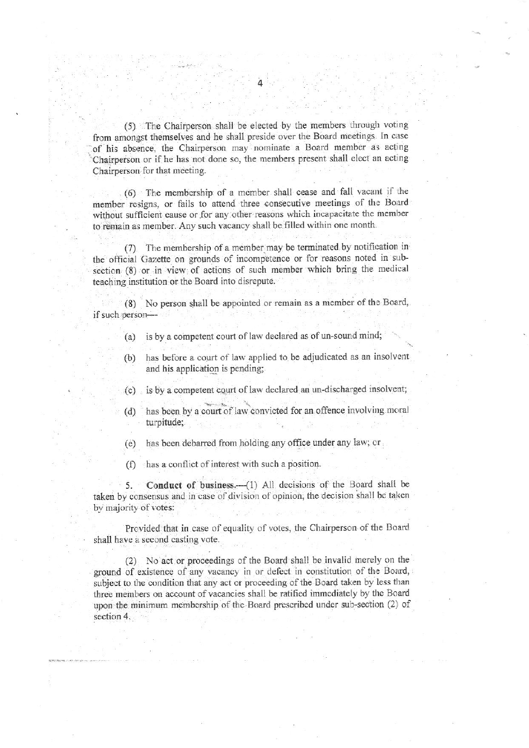(5) The Chairperson shall be elected by the members through voting from amongst themselves and he shall preside over the Board meetings. In case of his absence, the Chairperson may nominate a Board member as acting Chairperson or if he has not done so, the members present shall elect an acting Chairperson for that meeting.

(6) The membership of a member shall cease and fall vacant if the member resigns, or fails to attend three consecutive meetings of the Board without sufficient cause or for any other reasons which incapacitate the member to remain as member. Any such vacancy shall be filled within one month.

(7) The membership of a member may be terminated by notification in the official Gazette on grounds of incompetence or for reasons noted in sub-section (8) or in view of actions of such member which bring the medical teaching institution or the Board into disrepute.

(8) No person shall be appointed or remain as a member of the Board, if such person—

(a) is by a competent court of law declared as of un-sound mind;

(b) has before a court of law applied to be adjudicated as an insolvent and his application is pending;

(c) is by a competent court of law declared an un-discharged insolvent;

(d) has been by a court of law convicted for an offence involving moral turpitude;

(e) has been debarred from holding any office under any law; or

(f) has a conflict of interest with such a position.

5. **Conduct of business.**—(1) All decisions of the Board shall be taken by consensus and in case of division of opinion, the decision shall be taken by majority of votes:

Provided that in case of equality of votes, the Chairperson of the Board shall have a second casting vote.

(2) No act or proceedings of the Board shall be invalid merely on the ground of existence of any vacancy in or defect in constitution of the Board, subject to the condition that any act or proceeding of the Board taken by less than three members on account of vacancies shall be ratified immediately by the Board upon the minimum membership of the Board prescribed under sub-section (2) of section 4.